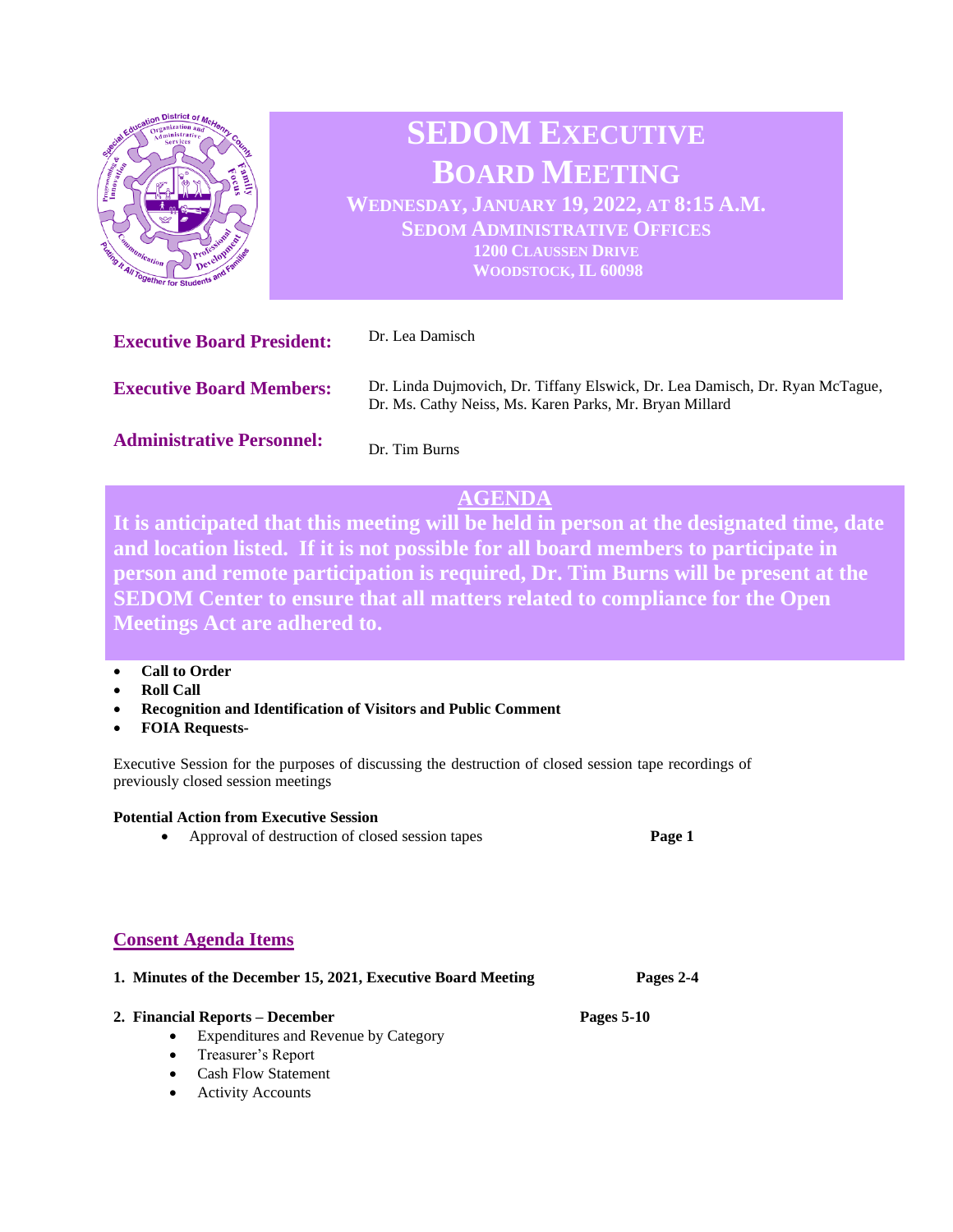# SEDOM EXECUTIVE BOARD MEETING

**WEDNESDAY, JANUARY 19, 2022, AT 8:15 A.M.**
**SEDOM ADMINISTRATIVE OFFICES**
**1200 CLAUSSEN DRIVE**
**WOODSTOCK, IL 60098**

**Executive Board President:** Dr. Lea Damisch

**Executive Board Members:** Dr. Linda Dujmovich, Dr. Tiffany Elswick, Dr. Lea Damisch, Dr. Ryan McTague, Dr. Ms. Cathy Neiss, Ms. Karen Parks, Mr. Bryan Millard

**Administrative Personnel:** Dr. Tim Burns

## AGENDA

**It is anticipated that this meeting will be held in person at the designated time, date and location listed. If it is not possible for all board members to participate in person and remote participation is required, Dr. Tim Burns will be present at the SEDOM Center to ensure that all matters related to compliance for the Open Meetings Act are adhered to.**

- **Call to Order**
- **Roll Call**
- **Recognition and Identification of Visitors and Public Comment**
- **FOIA Requests-**

Executive Session for the purposes of discussing the destruction of closed session tape recordings of previously closed session meetings

**Potential Action from Executive Session**

- Approval of destruction of closed session tapes **Page 1**

## Consent Agenda Items

1. **Minutes of the December 15, 2021, Executive Board Meeting** **Pages 2-4**

2. **Financial Reports – December** **Pages 5-10**
   - Expenditures and Revenue by Category
   - Treasurer's Report
   - Cash Flow Statement
   - Activity Accounts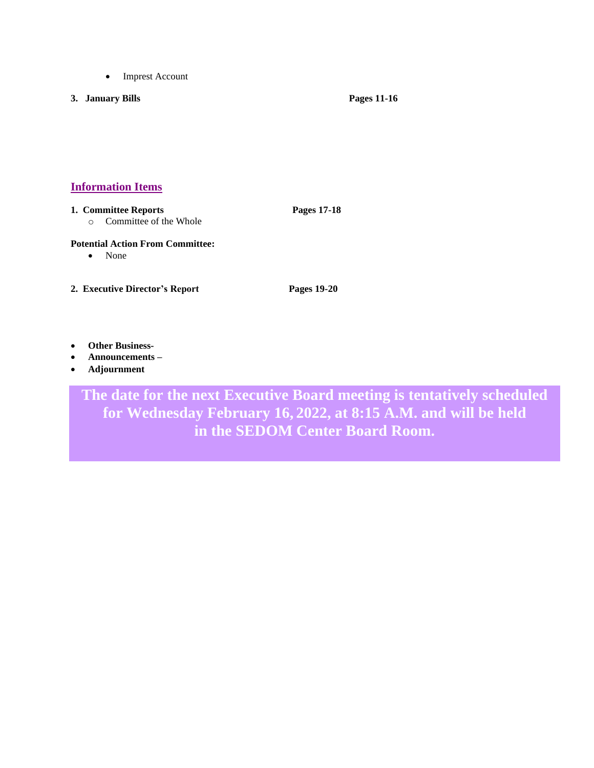- Imprest Account

**3. January Bills** **Pages 11-16**

## Information Items

**1. Committee Reports** **Pages 17-18**
- Committee of the Whole

**Potential Action From Committee:**
- None

**2. Executive Director's Report** **Pages 19-20**

- **Other Business-**
- **Announcements –**
- **Adjournment**

**The date for the next Executive Board meeting is tentatively scheduled for Wednesday February 16, 2022, at 8:15 A.M. and will be held in the SEDOM Center Board Room.**